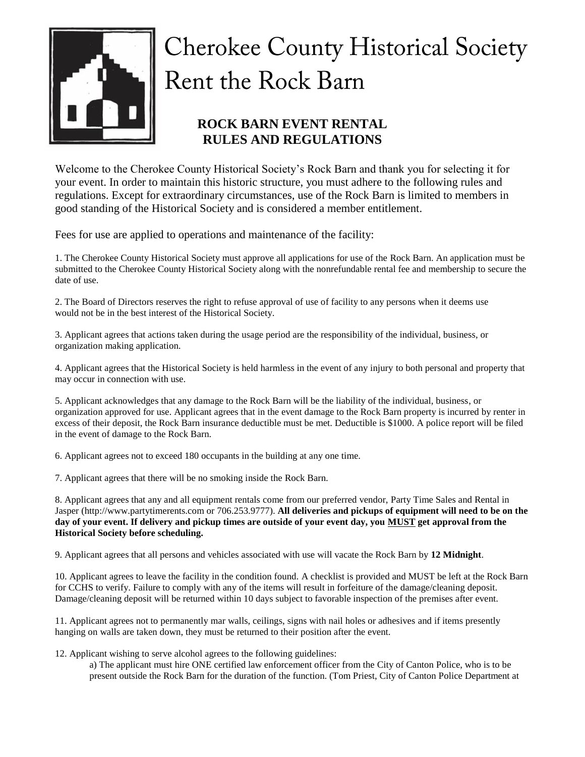# Cherokee County Historical Society
# Rent the Rock Barn

## ROCK BARN EVENT RENTAL RULES AND REGULATIONS

Welcome to the Cherokee County Historical Society's Rock Barn and thank you for selecting it for your event. In order to maintain this historic structure, you must adhere to the following rules and regulations. Except for extraordinary circumstances, use of the Rock Barn is limited to members in good standing of the Historical Society and is considered a member entitlement.

Fees for use are applied to operations and maintenance of the facility:

1. The Cherokee County Historical Society must approve all applications for use of the Rock Barn. An application must be submitted to the Cherokee County Historical Society along with the nonrefundable rental fee and membership to secure the date of use.

2. The Board of Directors reserves the right to refuse approval of use of facility to any persons when it deems use would not be in the best interest of the Historical Society.

3. Applicant agrees that actions taken during the usage period are the responsibility of the individual, business, or organization making application.

4. Applicant agrees that the Historical Society is held harmless in the event of any injury to both personal and property that may occur in connection with use.

5. Applicant acknowledges that any damage to the Rock Barn will be the liability of the individual, business, or organization approved for use. Applicant agrees that in the event damage to the Rock Barn property is incurred by renter in excess of their deposit, the Rock Barn insurance deductible must be met. Deductible is $1000. A police report will be filed in the event of damage to the Rock Barn.

6. Applicant agrees not to exceed 180 occupants in the building at any one time.

7. Applicant agrees that there will be no smoking inside the Rock Barn.

8. Applicant agrees that any and all equipment rentals come from our preferred vendor, Party Time Sales and Rental in Jasper (http://www.partytimerents.com or 706.253.9777). **All deliveries and pickups of equipment will need to be on the day of your event. If delivery and pickup times are outside of your event day, you MUST get approval from the Historical Society before scheduling.**

9. Applicant agrees that all persons and vehicles associated with use will vacate the Rock Barn by **12 Midnight**.

10. Applicant agrees to leave the facility in the condition found. A checklist is provided and MUST be left at the Rock Barn for CCHS to verify. Failure to comply with any of the items will result in forfeiture of the damage/cleaning deposit. Damage/cleaning deposit will be returned within 10 days subject to favorable inspection of the premises after event.

11. Applicant agrees not to permanently mar walls, ceilings, signs with nail holes or adhesives and if items presently hanging on walls are taken down, they must be returned to their position after the event.

12. Applicant wishing to serve alcohol agrees to the following guidelines:
   a) The applicant must hire ONE certified law enforcement officer from the City of Canton Police, who is to be present outside the Rock Barn for the duration of the function. (Tom Priest, City of Canton Police Department at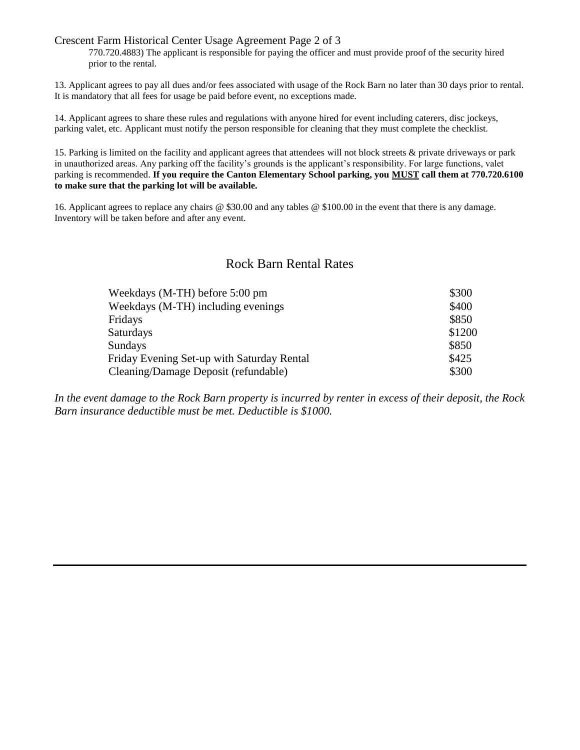770.720.4883) The applicant is responsible for paying the officer and must provide proof of the security hired prior to the rental.

13. Applicant agrees to pay all dues and/or fees associated with usage of the Rock Barn no later than 30 days prior to rental. It is mandatory that all fees for usage be paid before event, no exceptions made.

14. Applicant agrees to share these rules and regulations with anyone hired for event including caterers, disc jockeys, parking valet, etc. Applicant must notify the person responsible for cleaning that they must complete the checklist.

15. Parking is limited on the facility and applicant agrees that attendees will not block streets & private driveways or park in unauthorized areas. Any parking off the facility's grounds is the applicant's responsibility. For large functions, valet parking is recommended. **If you require the Canton Elementary School parking, you MUST call them at 770.720.6100 to make sure that the parking lot will be available.**

16. Applicant agrees to replace any chairs @ $30.00 and any tables @ $100.00 in the event that there is any damage. Inventory will be taken before and after any event.

## Rock Barn Rental Rates

| | |
|---|---|
| Weekdays (M-TH) before 5:00 pm | $300 |
| Weekdays (M-TH) including evenings | $400 |
| Fridays | $850 |
| Saturdays | $1200 |
| Sundays | $850 |
| Friday Evening Set-up with Saturday Rental | $425 |
| Cleaning/Damage Deposit (refundable) | $300 |

*In the event damage to the Rock Barn property is incurred by renter in excess of their deposit, the Rock Barn insurance deductible must be met. Deductible is $1000.*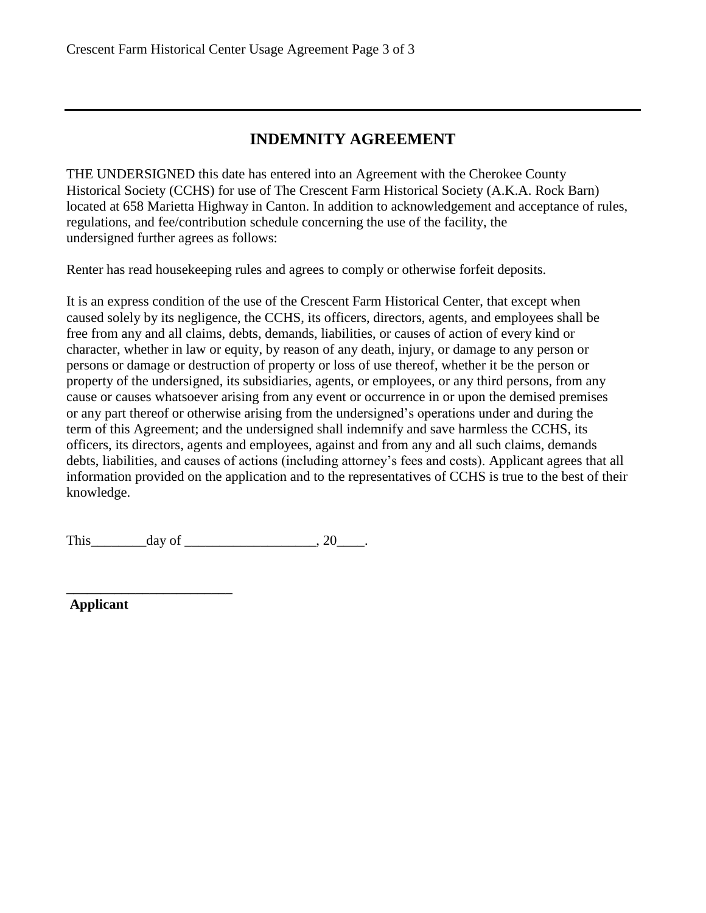# INDEMNITY AGREEMENT

THE UNDERSIGNED this date has entered into an Agreement with the Cherokee County Historical Society (CCHS) for use of The Crescent Farm Historical Society (A.K.A. Rock Barn) located at 658 Marietta Highway in Canton. In addition to acknowledgement and acceptance of rules, regulations, and fee/contribution schedule concerning the use of the facility, the undersigned further agrees as follows:

Renter has read housekeeping rules and agrees to comply or otherwise forfeit deposits.

It is an express condition of the use of the Crescent Farm Historical Center, that except when caused solely by its negligence, the CCHS, its officers, directors, agents, and employees shall be free from any and all claims, debts, demands, liabilities, or causes of action of every kind or character, whether in law or equity, by reason of any death, injury, or damage to any person or persons or damage or destruction of property or loss of use thereof, whether it be the person or property of the undersigned, its subsidiaries, agents, or employees, or any third persons, from any cause or causes whatsoever arising from any event or occurrence in or upon the demised premises or any part thereof or otherwise arising from the undersigned's operations under and during the term of this Agreement; and the undersigned shall indemnify and save harmless the CCHS, its officers, its directors, agents and employees, against and from any and all such claims, demands debts, liabilities, and causes of actions (including attorney's fees and costs). Applicant agrees that all information provided on the application and to the representatives of CCHS is true to the best of their knowledge.

This________day of ___________________, 20____.

________________________

**Applicant**